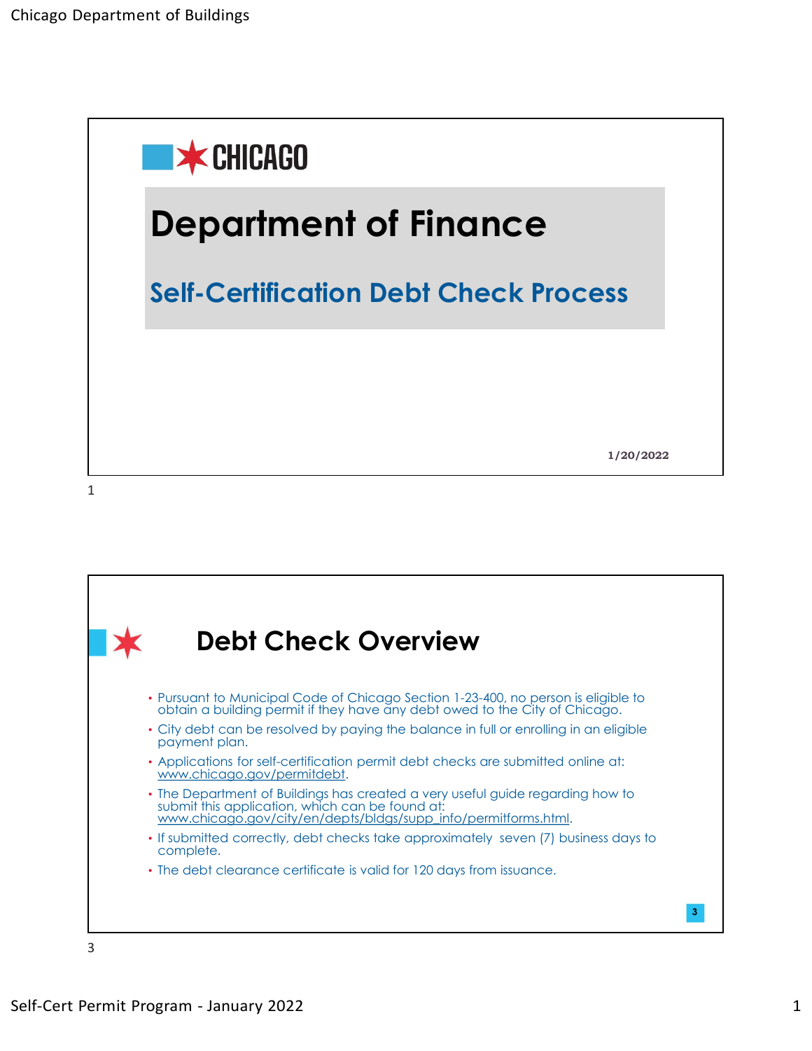# Department of Finance

## Self-Certification Debt Check Process

1/20/2022

## Debt Check Overview

- Pursuant to Municipal Code of Chicago Section 1-23-400, no person is eligible to obtain a building permit if they have any debt owed to the City of Chicago.
- City debt can be resolved by paying the balance in full or enrolling in an eligible payment plan.
- Applications for self-certification permit debt checks are submitted online at: www.chicago.gov/permitdebt.
- The Department of Buildings has created a very useful guide regarding how to submit this application, which can be found at: www.chicago.gov/city/en/depts/bldgs/supp_info/permitforms.html.
- If submitted correctly, debt checks take approximately seven (7) business days to complete.
- The debt clearance certificate is valid for 120 days from issuance.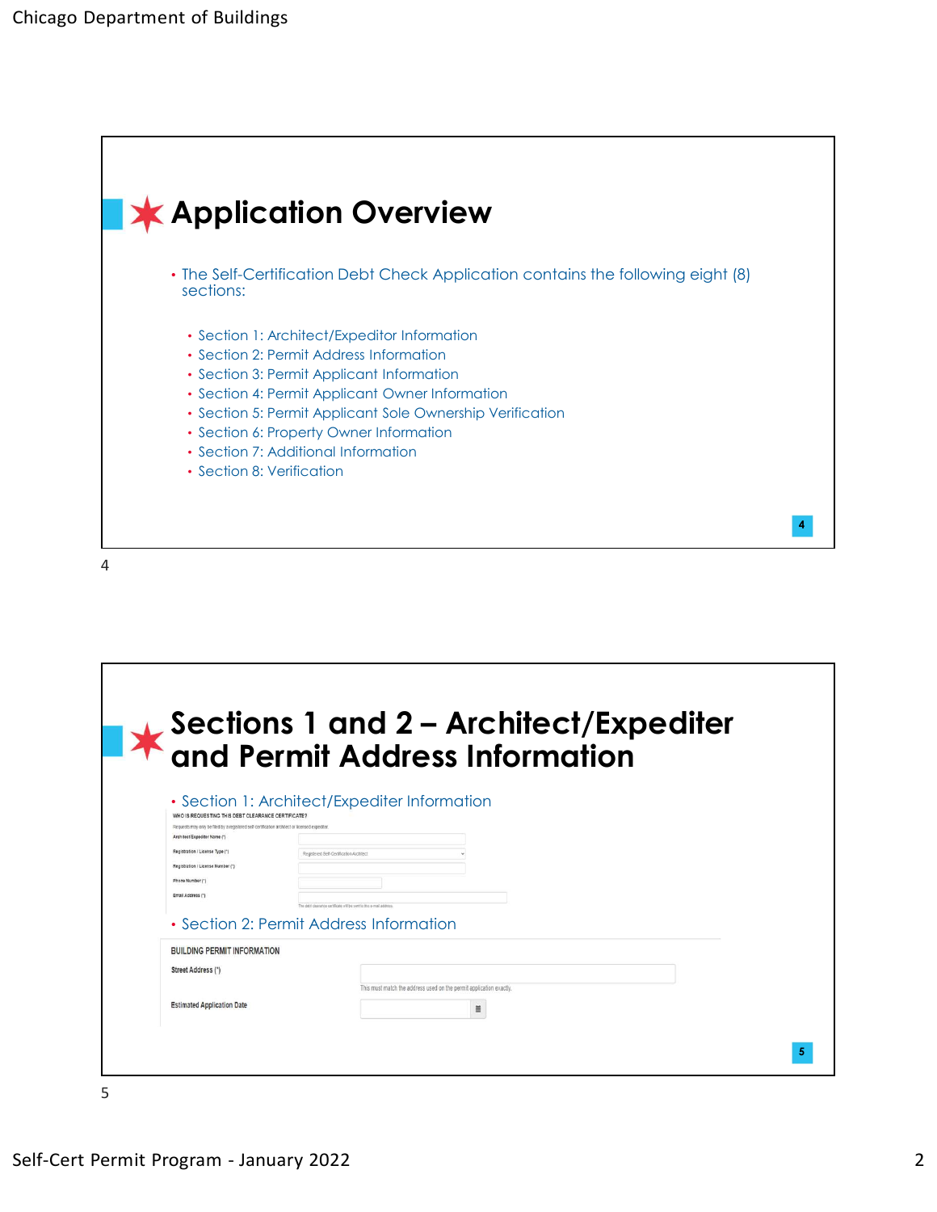## Application Overview

- The Self-Certification Debt Check Application contains the following eight (8) sections:
  - Section 1: Architect/Expeditor Information
  - Section 2: Permit Address Information
  - Section 3: Permit Applicant Information
  - Section 4: Permit Applicant Owner Information
  - Section 5: Permit Applicant Sole Ownership Verification
  - Section 6: Property Owner Information
  - Section 7: Additional Information
  - Section 8: Verification

## Sections 1 and 2 – Architect/Expediter and Permit Address Information

- Section 1: Architect/Expediter Information

WHO IS REQUESTING THIS DEBT CLEARANCE CERTIFICATE?

Requests may only be filed by a registered self-certification architect or licensed expediter.

Architect/Expediter Name (*)

Registration / License Type (*) — Registered Self-Certification Architect

Registration / License Number (*)

Phone Number (*)

Email Address (*)

The debt clearance certificate will be sent to this e-mail address.

- Section 2: Permit Address Information

BUILDING PERMIT INFORMATION

Street Address (*)

This must match the address used on the permit application exactly.

Estimated Application Date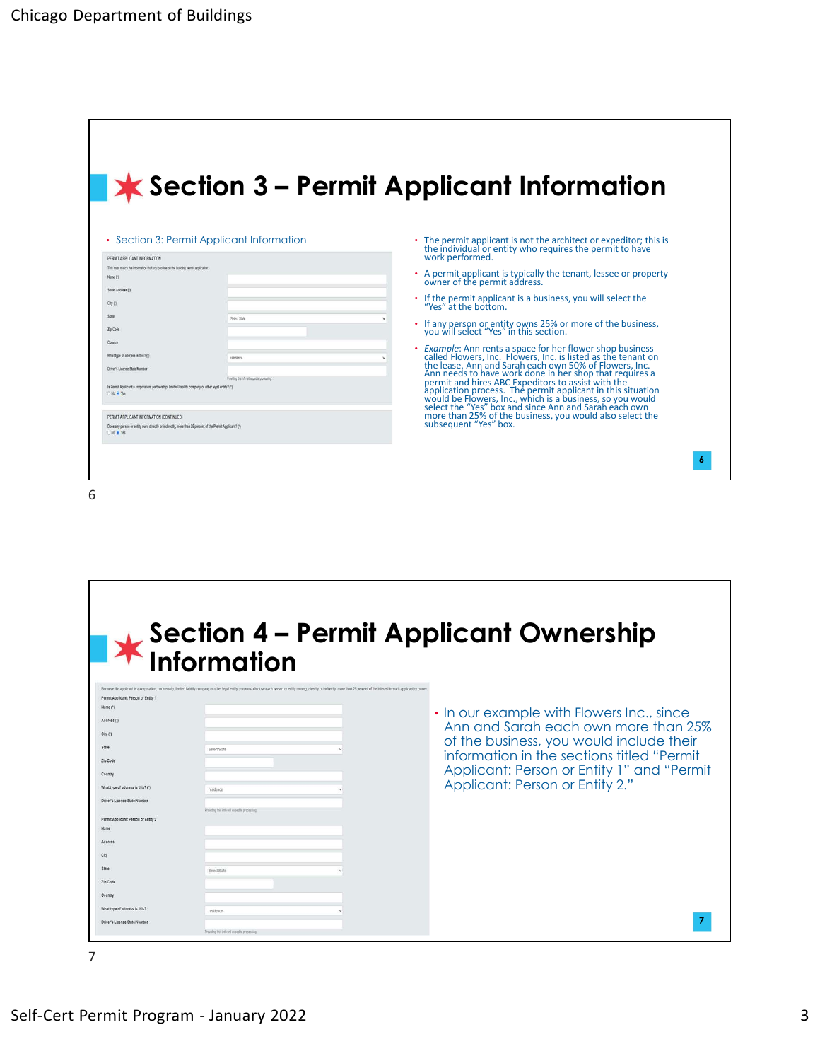## Section 3 – Permit Applicant Information

- Section 3: Permit Applicant Information

PERMIT APPLICANT INFORMATION

This must match the information that you provide on the building permit application

Name (*)

Street Address (*)

City (*)

State — Select State

Zip Code

Country

What type of address is this? (*) — residence

Driver's License State/Number

Providing this info will expedite processing.

Is Permit Applicant a corporation, partnership, limited liability company or other legal entity? (*)
○ No ◉ Yes

PERMIT APPLICANT INFORMATION (CONTINUED)

Does any person or entity own, directly or indirectly, more than 25 percent of the Permit Applicant? (*)
○ No ◉ Yes

- The permit applicant is not the architect or expeditor; this is the individual or entity who requires the permit to have work performed.
- A permit applicant is typically the tenant, lessee or property owner of the permit address.
- If the permit applicant is a business, you will select the "Yes" at the bottom.
- If any person or entity owns 25% or more of the business, you will select "Yes" in this section.
- *Example*: Ann rents a space for her flower shop business called Flowers, Inc. Flowers, Inc. is listed as the tenant on the lease. Ann and Sarah each own 50% of Flowers, Inc. Ann needs to have work done in her shop that requires a permit and hires ABC Expeditors to assist with the application process. The permit applicant in this situation would be Flowers, Inc., which is a business, so you would select the "Yes" box and since Ann and Sarah each own more than 25% of the business, you would also select the subsequent "Yes" box.

## Section 4 – Permit Applicant Ownership Information

Because the applicant is a corporation, partnership, limited liability company or other legal entity, you must disclose each person or entity owning, directly or indirectly, more than 25 percent of the interest in such applicant or owner

Permit Applicant: Person or Entity 1

Name (*)

Address (*)

City (*)

State — Select State

Zip Code

Country

What type of address is this? (*) — residence

Driver's License State/Number

Providing this info will expedite processing.

Permit Applicant: Person or Entity 2

Name

Address

City

State — Select State

Zip Code

Country

What type of address is this? — residence

Driver's License State/Number

Providing this info will expedite processing.

- In our example with Flowers Inc., since Ann and Sarah each own more than 25% of the business, you would include their information in the sections titled "Permit Applicant: Person or Entity 1" and "Permit Applicant: Person or Entity 2."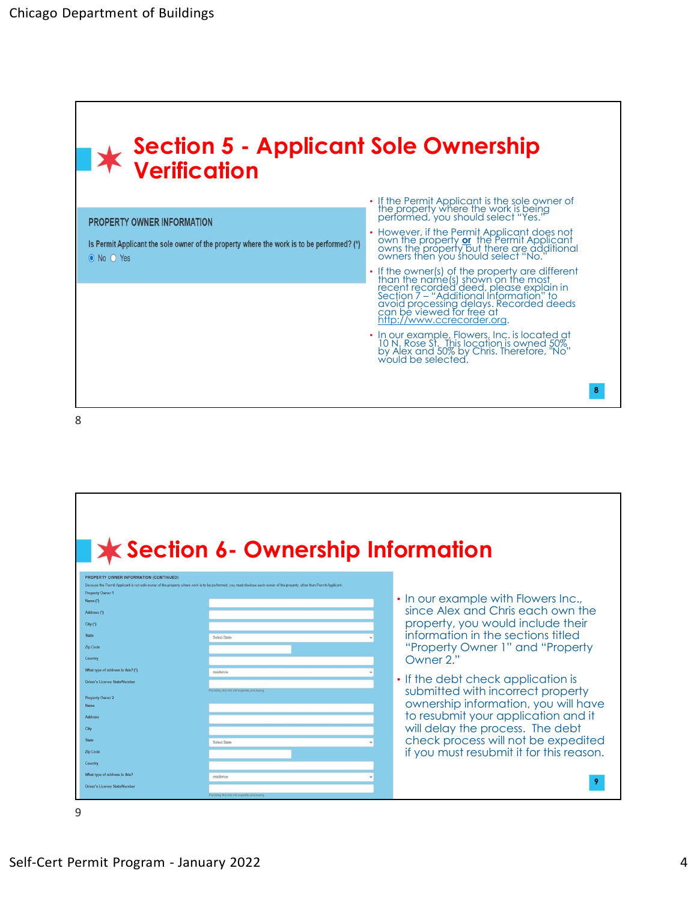## Section 5 - Applicant Sole Ownership Verification

PROPERTY OWNER INFORMATION

Is Permit Applicant the sole owner of the property where the work is to be performed? (*)

◉ No ○ Yes

- If the Permit Applicant is the sole owner of the property where the work is being performed, you should select "Yes."
- However, if the Permit Applicant does not own the property **or** the Permit Applicant owns the property but there are additional owners then you should select "No."
- If the owner(s) of the property are different than the name(s) shown on the most recent recorded deed, please explain in Section 7 – "Additional Information" to avoid processing delays. Recorded deeds can be viewed for free at http://www.ccrecorder.org.
- In our example, Flowers, Inc. is located at 10 N. Rose St. This location is owned 50% by Alex and 50% by Chris. Therefore, "No" would be selected.

## Section 6- Ownership Information

PROPERTY OWNER INFORMATION (CONTINUED)

Because the Permit Applicant is not sole owner of the property where work is to be performed, you must disclose each owner of the property, other than Permit Applicant

Property Owner 1

- Name (*)
- Address (*)
- City (*)
- State: Select State
- Zip Code
- Country
- What type of address is this? (*): residence
- Driver's License State/Number — Providing this info will expedite processing

Property Owner 2

- Name
- Address
- City
- State: Select State
- Zip Code
- Country
- What type of address is this?: residence
- Driver's License State/Number — Providing this info will expedite processing

- In our example with Flowers Inc., since Alex and Chris each own the property, you would include their information in the sections titled "Property Owner 1" and "Property Owner 2."
- If the debt check application is submitted with incorrect property ownership information, you will have to resubmit your application and it will delay the process. The debt check process will not be expedited if you must resubmit it for this reason.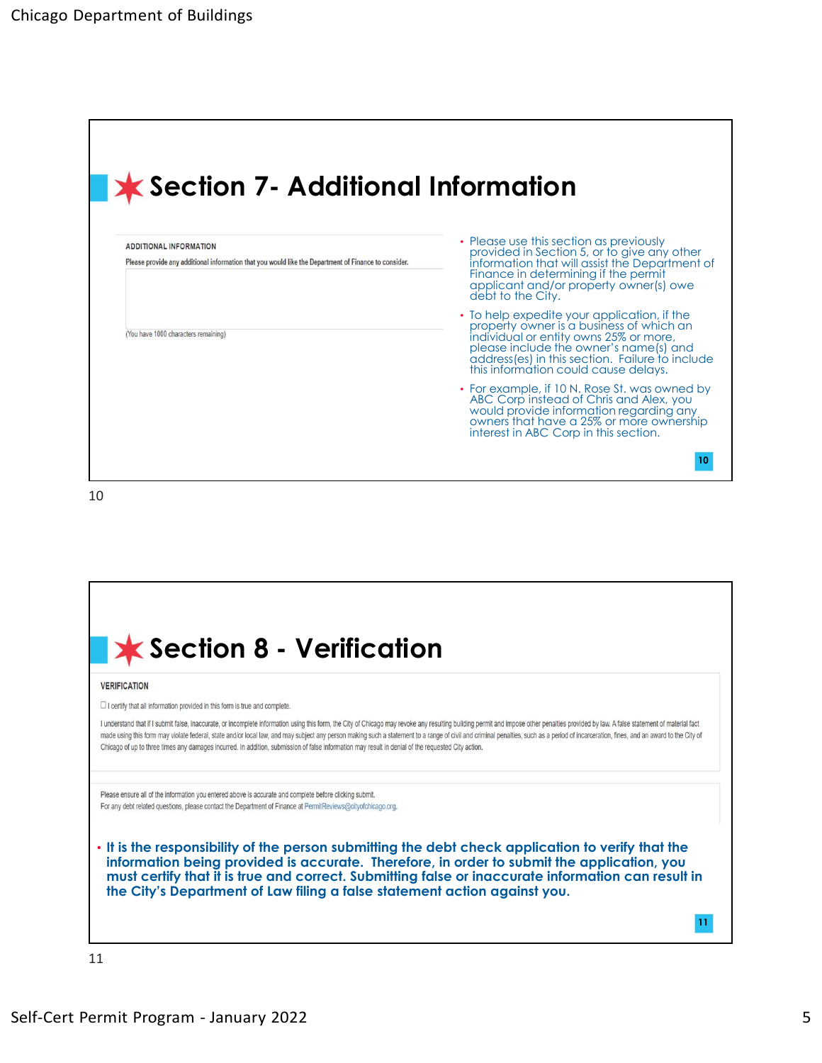## Section 7- Additional Information

ADDITIONAL INFORMATION

Please provide any additional information that you would like the Department of Finance to consider.

(You have 1000 characters remaining)

- Please use this section as previously provided in Section 5, or to give any other information that will assist the Department of Finance in determining if the permit applicant and/or property owner(s) owe debt to the City.
- To help expedite your application, if the property owner is a business of which an individual or entity owns 25% or more, please include the owner's name(s) and address(es) in this section. Failure to include this information could cause delays.
- For example, if 10 N. Rose St. was owned by ABC Corp instead of Chris and Alex, you would provide information regarding any owners that have a 25% or more ownership interest in ABC Corp in this section.

## Section 8 - Verification

VERIFICATION

☐ I certify that all information provided in this form is true and complete.

I understand that if I submit false, inaccurate, or incomplete information using this form, the City of Chicago may revoke any resulting building permit and impose other penalties provided by law. A false statement of material fact made using this form may violate federal, state and/or local law, and may subject any person making such a statement to a range of civil and criminal penalties, such as a period of incarceration, fines, and an award to the City of Chicago of up to three times any damages incurred. In addition, submission of false information may result in denial of the requested City action.

Please ensure all of the information you entered above is accurate and complete before clicking submit.
For any debt related questions, please contact the Department of Finance at PermitReviews@cityofchicago.org.

- **It is the responsibility of the person submitting the debt check application to verify that the information being provided is accurate. Therefore, in order to submit the application, you must certify that it is true and correct. Submitting false or inaccurate information can result in the City's Department of Law filing a false statement action against you.**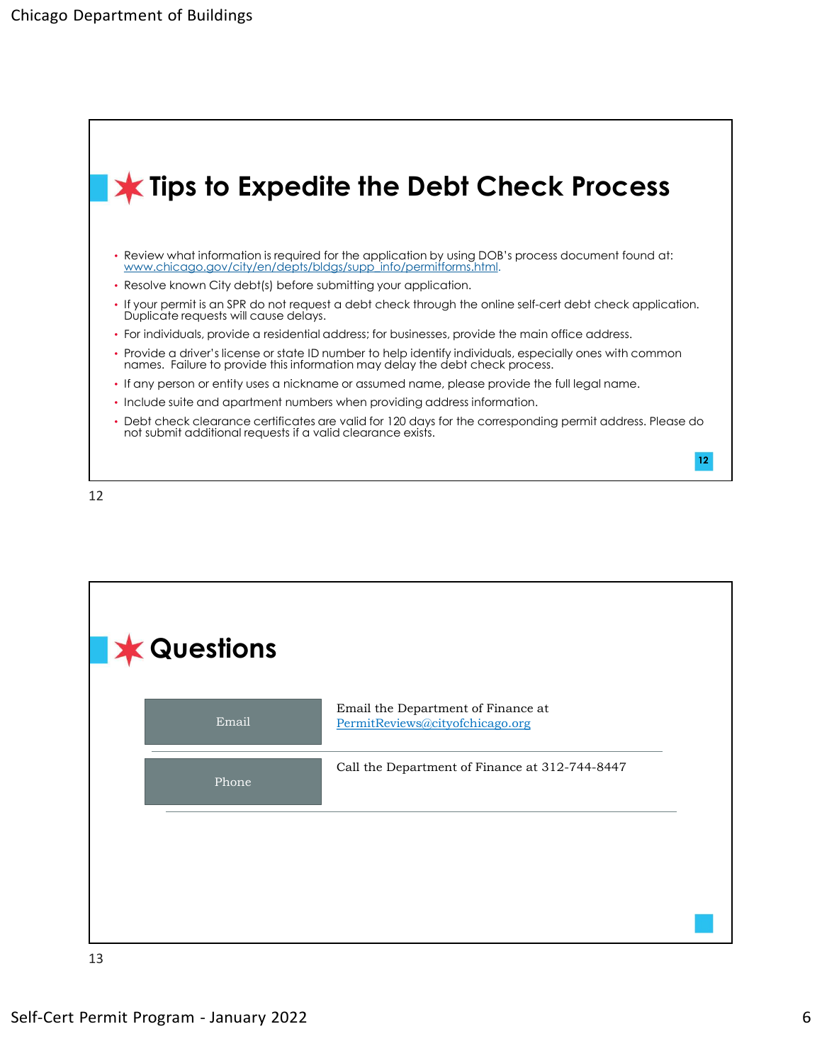## Tips to Expedite the Debt Check Process

- Review what information is required for the application by using DOB's process document found at: www.chicago.gov/city/en/depts/bldgs/supp_info/permitforms.html.
- Resolve known City debt(s) before submitting your application.
- If your permit is an SPR do not request a debt check through the online self-cert debt check application. Duplicate requests will cause delays.
- For individuals, provide a residential address; for businesses, provide the main office address.
- Provide a driver's license or state ID number to help identify individuals, especially ones with common names. Failure to provide this information may delay the debt check process.
- If any person or entity uses a nickname or assumed name, please provide the full legal name.
- Include suite and apartment numbers when providing address information.
- Debt check clearance certificates are valid for 120 days for the corresponding permit address. Please do not submit additional requests if a valid clearance exists.

## Questions

| | |
|---|---|
| Email | Email the Department of Finance at PermitReviews@cityofchicago.org |
| Phone | Call the Department of Finance at 312-744-8447 |